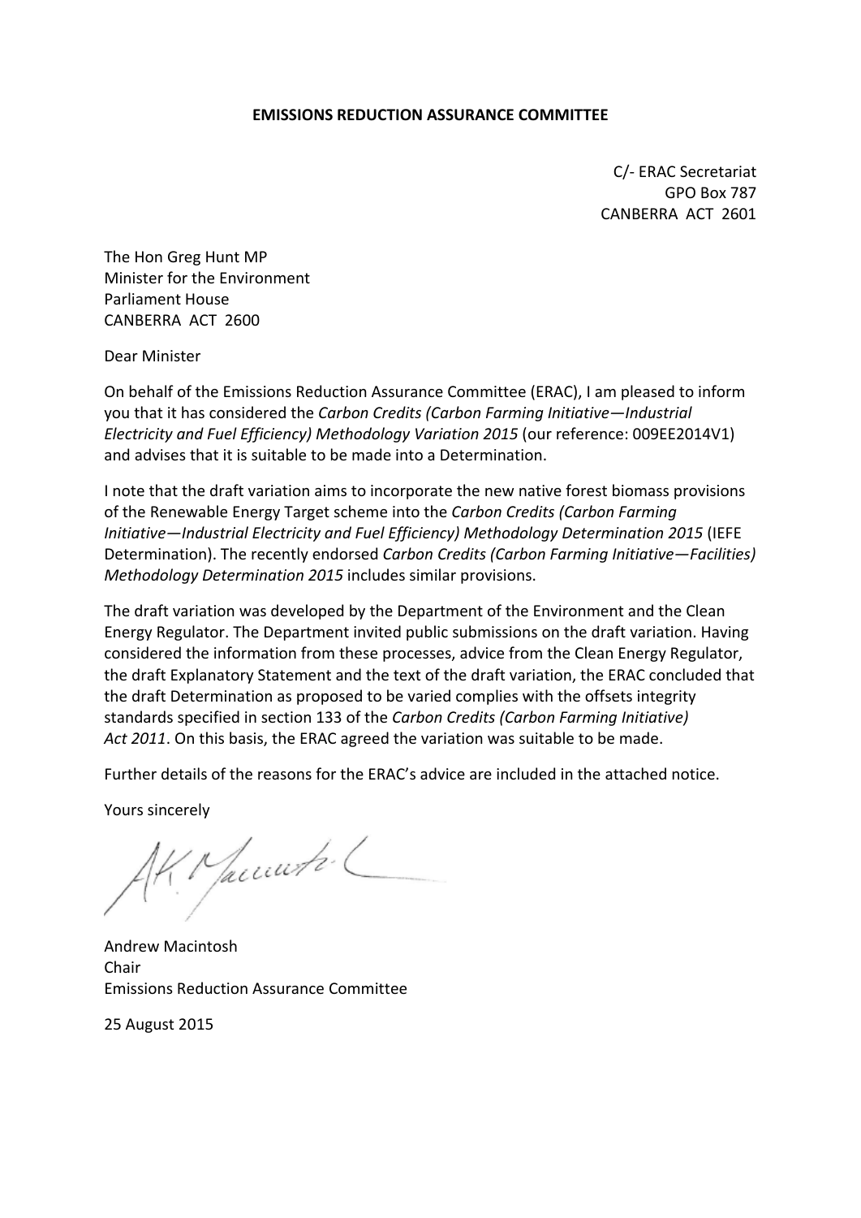**EMISSIONS REDUCTION ASSURANCE COMMITTEE**

C/- ERAC Secretariat
GPO Box 787
CANBERRA ACT 2601

The Hon Greg Hunt MP
Minister for the Environment
Parliament House
CANBERRA ACT 2600

Dear Minister

On behalf of the Emissions Reduction Assurance Committee (ERAC), I am pleased to inform you that it has considered the *Carbon Credits (Carbon Farming Initiative—Industrial Electricity and Fuel Efficiency) Methodology Variation 2015* (our reference: 009EE2014V1) and advises that it is suitable to be made into a Determination.

I note that the draft variation aims to incorporate the new native forest biomass provisions of the Renewable Energy Target scheme into the *Carbon Credits (Carbon Farming Initiative—Industrial Electricity and Fuel Efficiency) Methodology Determination 2015* (IEFE Determination). The recently endorsed *Carbon Credits (Carbon Farming Initiative—Facilities) Methodology Determination 2015* includes similar provisions.

The draft variation was developed by the Department of the Environment and the Clean Energy Regulator. The Department invited public submissions on the draft variation. Having considered the information from these processes, advice from the Clean Energy Regulator, the draft Explanatory Statement and the text of the draft variation, the ERAC concluded that the draft Determination as proposed to be varied complies with the offsets integrity standards specified in section 133 of the *Carbon Credits (Carbon Farming Initiative) Act 2011*. On this basis, the ERAC agreed the variation was suitable to be made.

Further details of the reasons for the ERAC's advice are included in the attached notice.

Yours sincerely

Andrew Macintosh
Chair
Emissions Reduction Assurance Committee

25 August 2015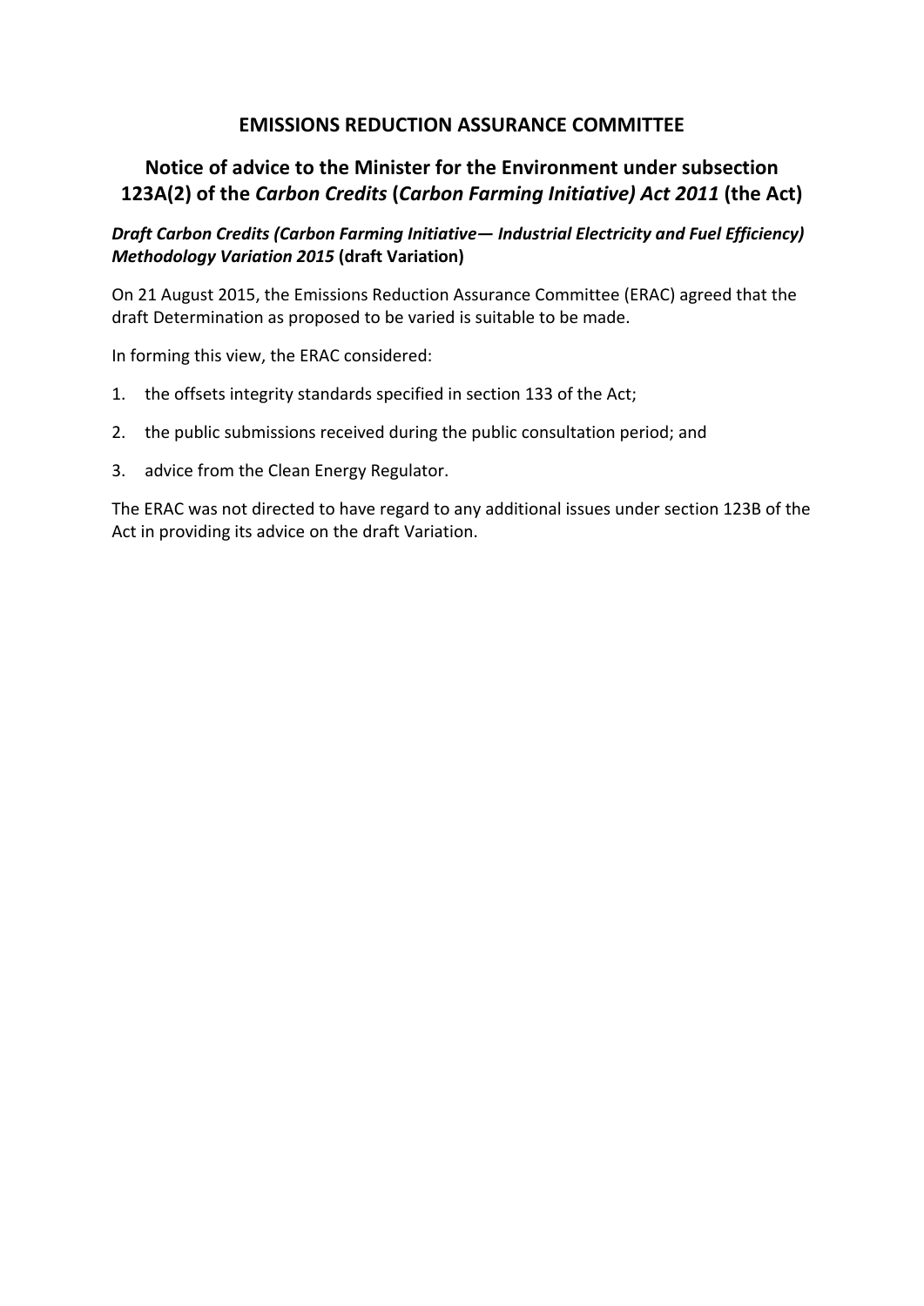## EMISSIONS REDUCTION ASSURANCE COMMITTEE

## Notice of advice to the Minister for the Environment under subsection 123A(2) of the *Carbon Credits* (*Carbon Farming Initiative) Act 2011* (the Act)

***Draft Carbon Credits (Carbon Farming Initiative— Industrial Electricity and Fuel Efficiency) Methodology Variation 2015*** **(draft Variation)**

On 21 August 2015, the Emissions Reduction Assurance Committee (ERAC) agreed that the draft Determination as proposed to be varied is suitable to be made.

In forming this view, the ERAC considered:

1. the offsets integrity standards specified in section 133 of the Act;
2. the public submissions received during the public consultation period; and
3. advice from the Clean Energy Regulator.

The ERAC was not directed to have regard to any additional issues under section 123B of the Act in providing its advice on the draft Variation.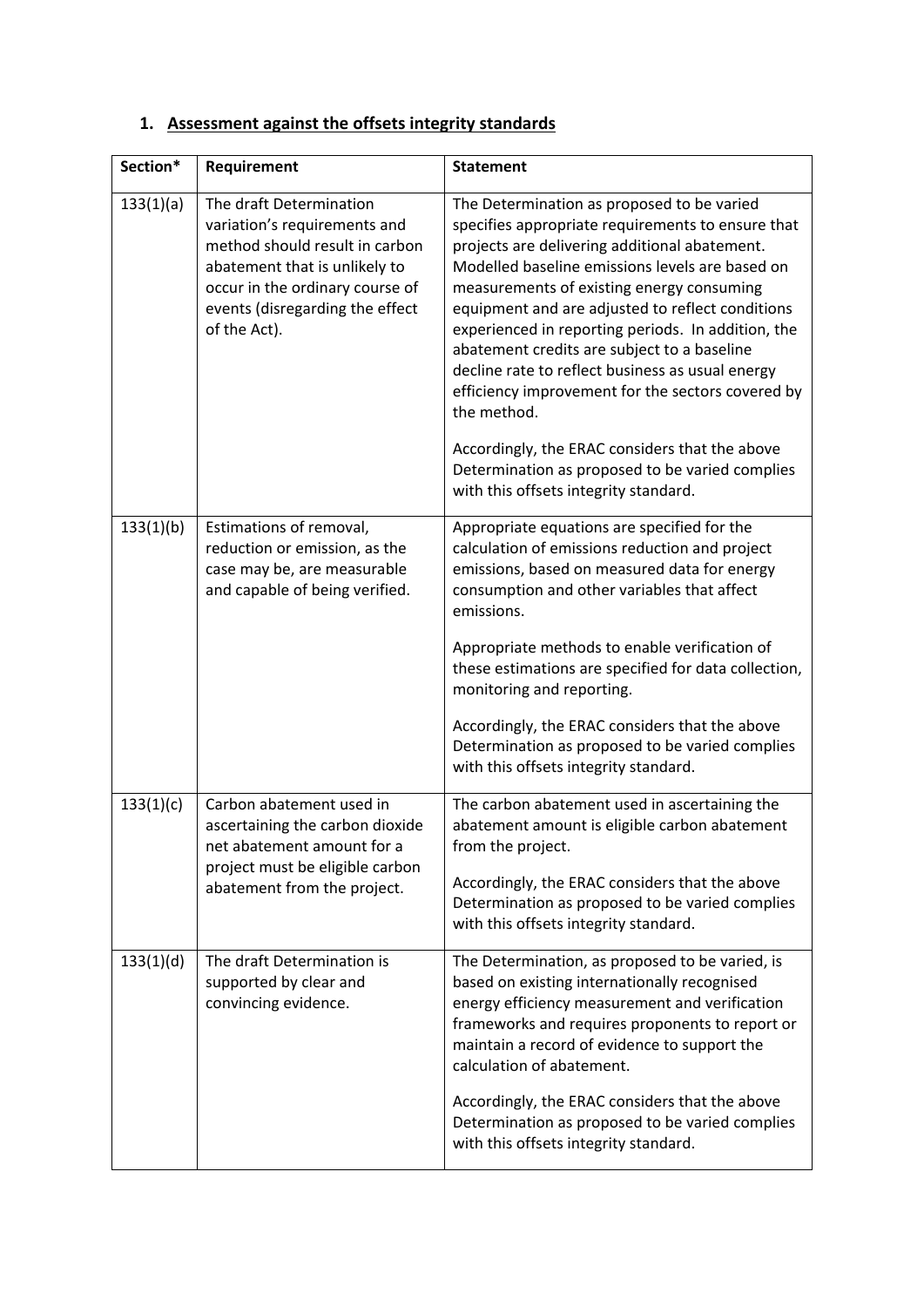## 1. Assessment against the offsets integrity standards

| Section* | Requirement | Statement |
| --- | --- | --- |
| 133(1)(a) | The draft Determination variation's requirements and method should result in carbon abatement that is unlikely to occur in the ordinary course of events (disregarding the effect of the Act). | The Determination as proposed to be varied specifies appropriate requirements to ensure that projects are delivering additional abatement. Modelled baseline emissions levels are based on measurements of existing energy consuming equipment and are adjusted to reflect conditions experienced in reporting periods. In addition, the abatement credits are subject to a baseline decline rate to reflect business as usual energy efficiency improvement for the sectors covered by the method.<br><br>Accordingly, the ERAC considers that the above Determination as proposed to be varied complies with this offsets integrity standard. |
| 133(1)(b) | Estimations of removal, reduction or emission, as the case may be, are measurable and capable of being verified. | Appropriate equations are specified for the calculation of emissions reduction and project emissions, based on measured data for energy consumption and other variables that affect emissions.<br><br>Appropriate methods to enable verification of these estimations are specified for data collection, monitoring and reporting.<br><br>Accordingly, the ERAC considers that the above Determination as proposed to be varied complies with this offsets integrity standard. |
| 133(1)(c) | Carbon abatement used in ascertaining the carbon dioxide net abatement amount for a project must be eligible carbon abatement from the project. | The carbon abatement used in ascertaining the abatement amount is eligible carbon abatement from the project.<br><br>Accordingly, the ERAC considers that the above Determination as proposed to be varied complies with this offsets integrity standard. |
| 133(1)(d) | The draft Determination is supported by clear and convincing evidence. | The Determination, as proposed to be varied, is based on existing internationally recognised energy efficiency measurement and verification frameworks and requires proponents to report or maintain a record of evidence to support the calculation of abatement.<br><br>Accordingly, the ERAC considers that the above Determination as proposed to be varied complies with this offsets integrity standard. |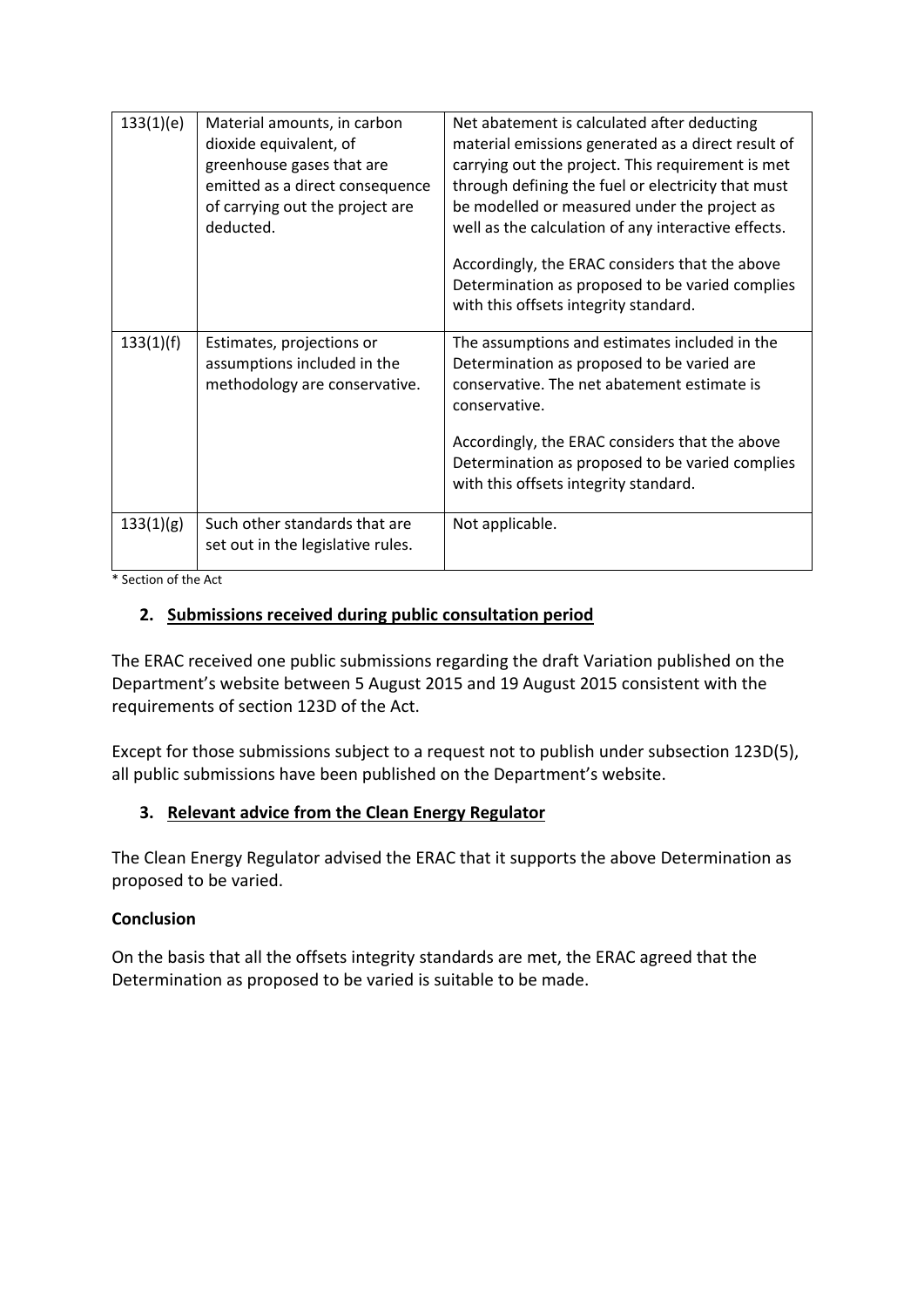| | | |
|---|---|---|
| 133(1)(e) | Material amounts, in carbon dioxide equivalent, of greenhouse gases that are emitted as a direct consequence of carrying out the project are deducted. | Net abatement is calculated after deducting material emissions generated as a direct result of carrying out the project. This requirement is met through defining the fuel or electricity that must be modelled or measured under the project as well as the calculation of any interactive effects.<br><br>Accordingly, the ERAC considers that the above Determination as proposed to be varied complies with this offsets integrity standard. |
| 133(1)(f) | Estimates, projections or assumptions included in the methodology are conservative. | The assumptions and estimates included in the Determination as proposed to be varied are conservative. The net abatement estimate is conservative.<br><br>Accordingly, the ERAC considers that the above Determination as proposed to be varied complies with this offsets integrity standard. |
| 133(1)(g) | Such other standards that are set out in the legislative rules. | Not applicable. |

* Section of the Act

## 2. Submissions received during public consultation period

The ERAC received one public submissions regarding the draft Variation published on the Department's website between 5 August 2015 and 19 August 2015 consistent with the requirements of section 123D of the Act.

Except for those submissions subject to a request not to publish under subsection 123D(5), all public submissions have been published on the Department's website.

## 3. Relevant advice from the Clean Energy Regulator

The Clean Energy Regulator advised the ERAC that it supports the above Determination as proposed to be varied.

**Conclusion**

On the basis that all the offsets integrity standards are met, the ERAC agreed that the Determination as proposed to be varied is suitable to be made.